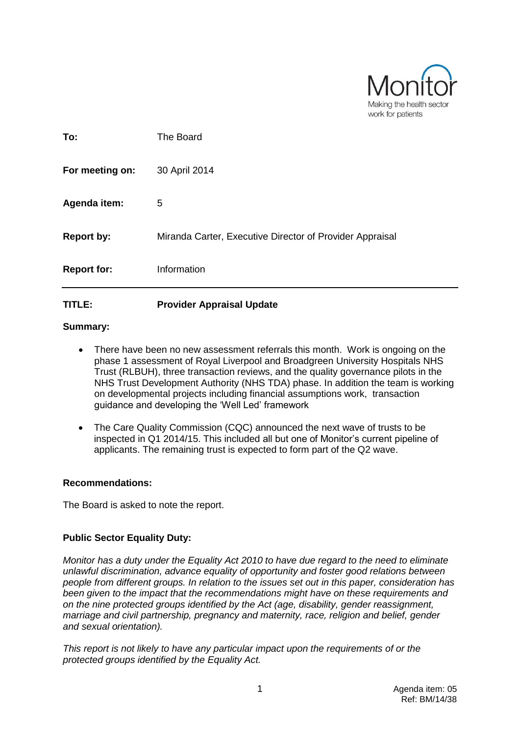Monitor
Making the health sector work for patients

| | |
|---|---|
| **To:** | The Board |
| **For meeting on:** | 30 April 2014 |
| **Agenda item:** | 5 |
| **Report by:** | Miranda Carter, Executive Director of Provider Appraisal |
| **Report for:** | Information |

**TITLE:** **Provider Appraisal Update**

**Summary:**

- There have been no new assessment referrals this month. Work is ongoing on the phase 1 assessment of Royal Liverpool and Broadgreen University Hospitals NHS Trust (RLBUH), three transaction reviews, and the quality governance pilots in the NHS Trust Development Authority (NHS TDA) phase. In addition the team is working on developmental projects including financial assumptions work, transaction guidance and developing the 'Well Led' framework
- The Care Quality Commission (CQC) announced the next wave of trusts to be inspected in Q1 2014/15. This included all but one of Monitor's current pipeline of applicants. The remaining trust is expected to form part of the Q2 wave.

**Recommendations:**

The Board is asked to note the report.

**Public Sector Equality Duty:**

*Monitor has a duty under the Equality Act 2010 to have due regard to the need to eliminate unlawful discrimination, advance equality of opportunity and foster good relations between people from different groups. In relation to the issues set out in this paper, consideration has been given to the impact that the recommendations might have on these requirements and on the nine protected groups identified by the Act (age, disability, gender reassignment, marriage and civil partnership, pregnancy and maternity, race, religion and belief, gender and sexual orientation).*

*This report is not likely to have any particular impact upon the requirements of or the protected groups identified by the Equality Act.*

Agenda item: 05
Ref: BM/14/38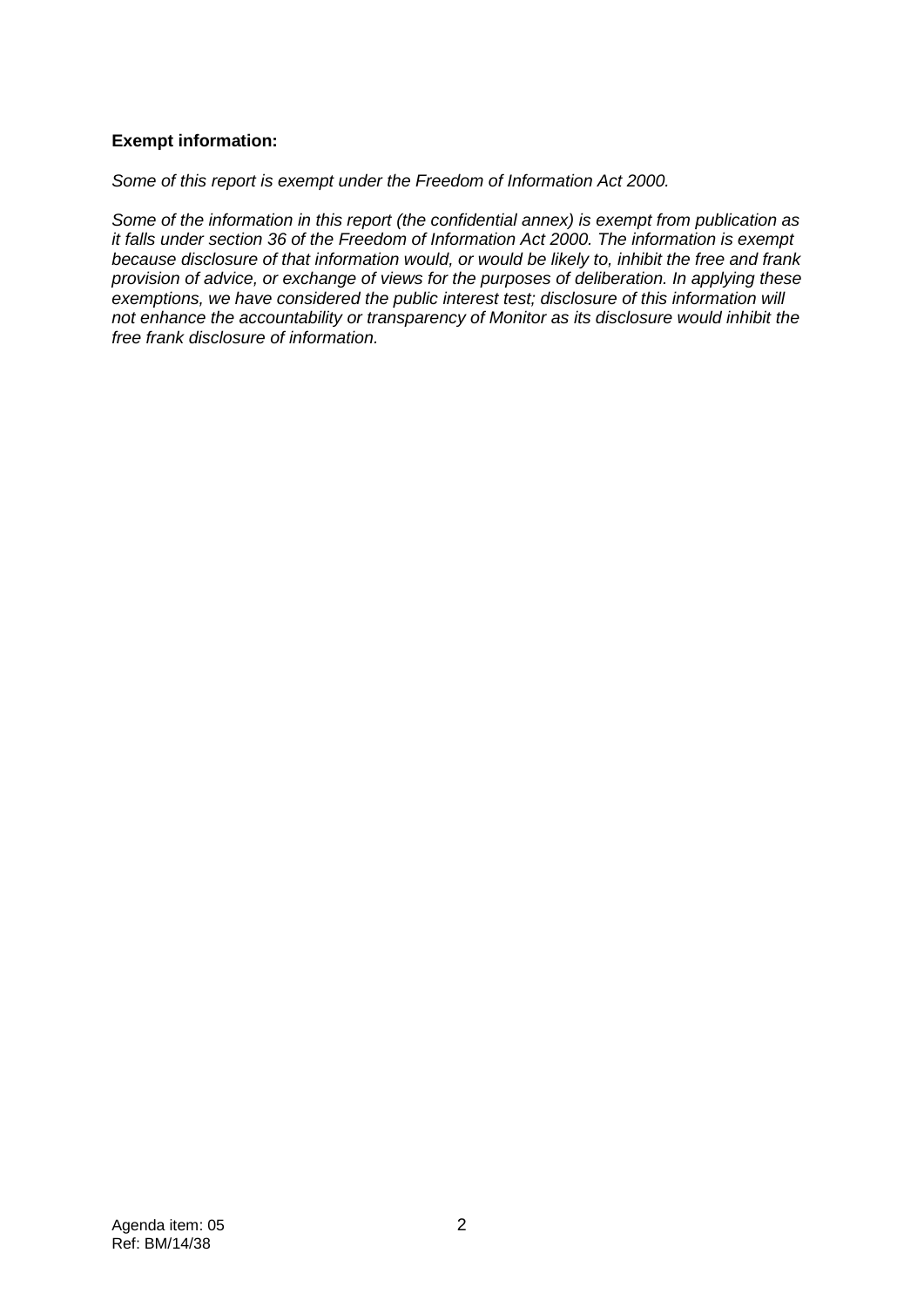**Exempt information:**

*Some of this report is exempt under the Freedom of Information Act 2000.*

*Some of the information in this report (the confidential annex) is exempt from publication as it falls under section 36 of the Freedom of Information Act 2000. The information is exempt because disclosure of that information would, or would be likely to, inhibit the free and frank provision of advice, or exchange of views for the purposes of deliberation. In applying these exemptions, we have considered the public interest test; disclosure of this information will not enhance the accountability or transparency of Monitor as its disclosure would inhibit the free frank disclosure of information.*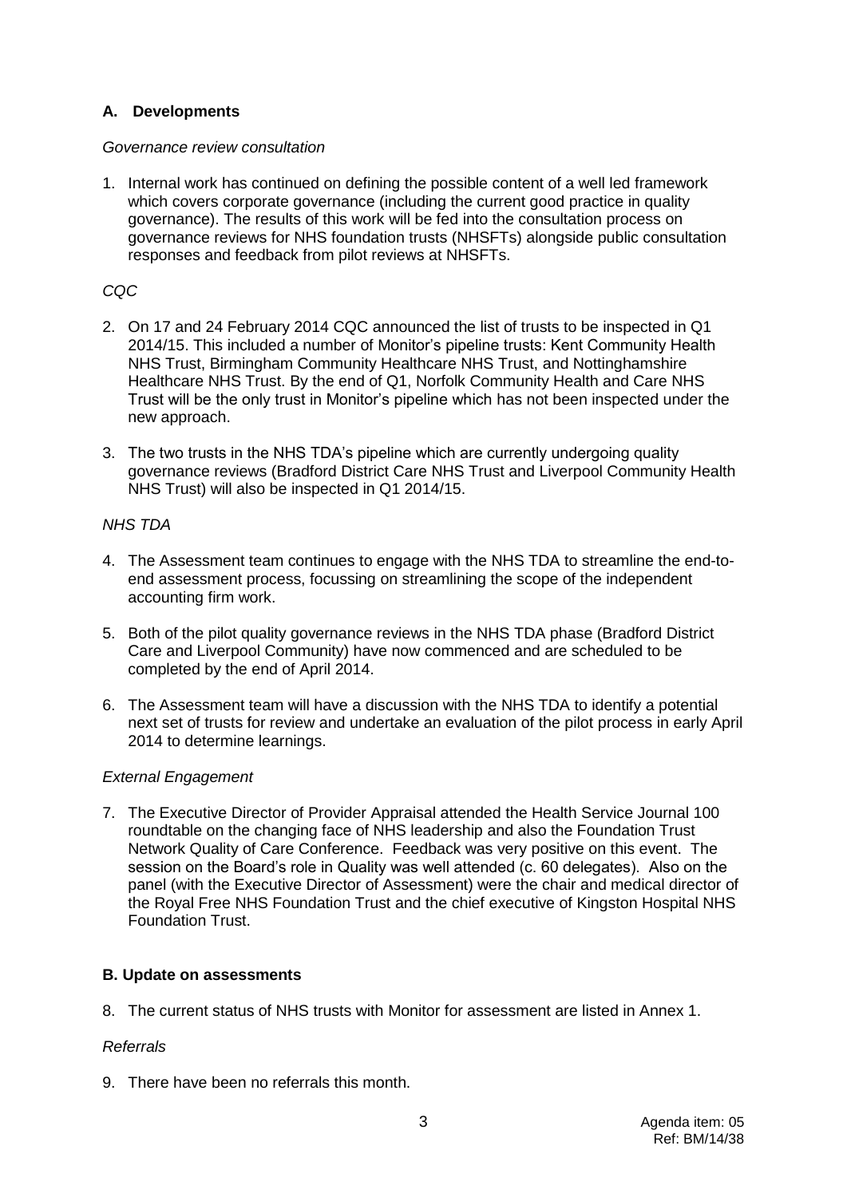## A. Developments

*Governance review consultation*

1. Internal work has continued on defining the possible content of a well led framework which covers corporate governance (including the current good practice in quality governance). The results of this work will be fed into the consultation process on governance reviews for NHS foundation trusts (NHSFTs) alongside public consultation responses and feedback from pilot reviews at NHSFTs.

*CQC*

2. On 17 and 24 February 2014 CQC announced the list of trusts to be inspected in Q1 2014/15. This included a number of Monitor's pipeline trusts: Kent Community Health NHS Trust, Birmingham Community Healthcare NHS Trust, and Nottinghamshire Healthcare NHS Trust. By the end of Q1, Norfolk Community Health and Care NHS Trust will be the only trust in Monitor's pipeline which has not been inspected under the new approach.

3. The two trusts in the NHS TDA's pipeline which are currently undergoing quality governance reviews (Bradford District Care NHS Trust and Liverpool Community Health NHS Trust) will also be inspected in Q1 2014/15.

*NHS TDA*

4. The Assessment team continues to engage with the NHS TDA to streamline the end-to-end assessment process, focussing on streamlining the scope of the independent accounting firm work.

5. Both of the pilot quality governance reviews in the NHS TDA phase (Bradford District Care and Liverpool Community) have now commenced and are scheduled to be completed by the end of April 2014.

6. The Assessment team will have a discussion with the NHS TDA to identify a potential next set of trusts for review and undertake an evaluation of the pilot process in early April 2014 to determine learnings.

*External Engagement*

7. The Executive Director of Provider Appraisal attended the Health Service Journal 100 roundtable on the changing face of NHS leadership and also the Foundation Trust Network Quality of Care Conference. Feedback was very positive on this event. The session on the Board's role in Quality was well attended (c. 60 delegates). Also on the panel (with the Executive Director of Assessment) were the chair and medical director of the Royal Free NHS Foundation Trust and the chief executive of Kingston Hospital NHS Foundation Trust.

## B. Update on assessments

8. The current status of NHS trusts with Monitor for assessment are listed in Annex 1.

*Referrals*

9. There have been no referrals this month.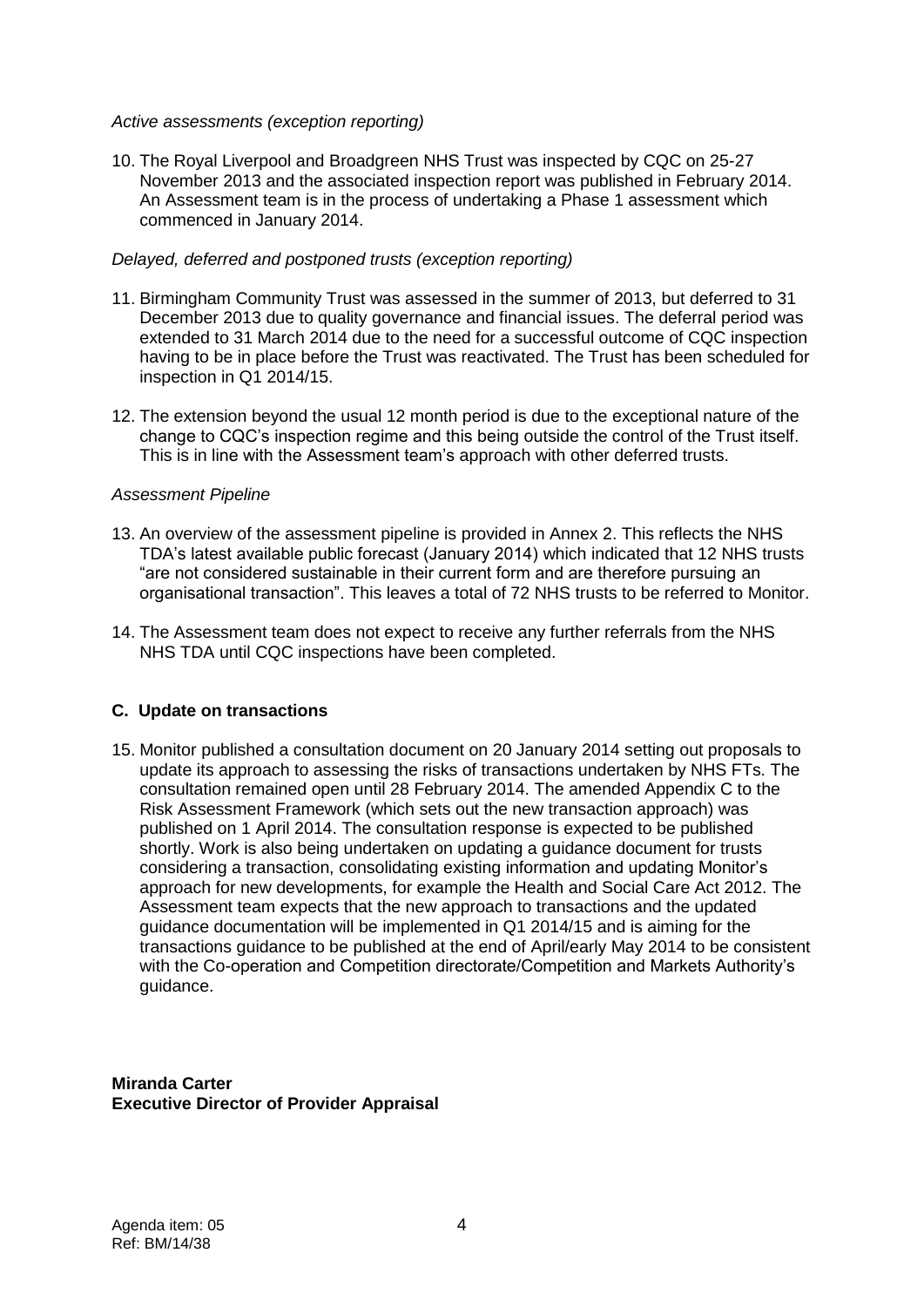*Active assessments (exception reporting)*

10. The Royal Liverpool and Broadgreen NHS Trust was inspected by CQC on 25-27 November 2013 and the associated inspection report was published in February 2014. An Assessment team is in the process of undertaking a Phase 1 assessment which commenced in January 2014.

*Delayed, deferred and postponed trusts (exception reporting)*

11. Birmingham Community Trust was assessed in the summer of 2013, but deferred to 31 December 2013 due to quality governance and financial issues. The deferral period was extended to 31 March 2014 due to the need for a successful outcome of CQC inspection having to be in place before the Trust was reactivated. The Trust has been scheduled for inspection in Q1 2014/15.

12. The extension beyond the usual 12 month period is due to the exceptional nature of the change to CQC's inspection regime and this being outside the control of the Trust itself. This is in line with the Assessment team's approach with other deferred trusts.

*Assessment Pipeline*

13. An overview of the assessment pipeline is provided in Annex 2. This reflects the NHS TDA's latest available public forecast (January 2014) which indicated that 12 NHS trusts "are not considered sustainable in their current form and are therefore pursuing an organisational transaction". This leaves a total of 72 NHS trusts to be referred to Monitor.

14. The Assessment team does not expect to receive any further referrals from the NHS NHS TDA until CQC inspections have been completed.

## C. Update on transactions

15. Monitor published a consultation document on 20 January 2014 setting out proposals to update its approach to assessing the risks of transactions undertaken by NHS FTs. The consultation remained open until 28 February 2014. The amended Appendix C to the Risk Assessment Framework (which sets out the new transaction approach) was published on 1 April 2014. The consultation response is expected to be published shortly. Work is also being undertaken on updating a guidance document for trusts considering a transaction, consolidating existing information and updating Monitor's approach for new developments, for example the Health and Social Care Act 2012. The Assessment team expects that the new approach to transactions and the updated guidance documentation will be implemented in Q1 2014/15 and is aiming for the transactions guidance to be published at the end of April/early May 2014 to be consistent with the Co-operation and Competition directorate/Competition and Markets Authority's guidance.

**Miranda Carter**
**Executive Director of Provider Appraisal**

Agenda item: 05
Ref: BM/14/38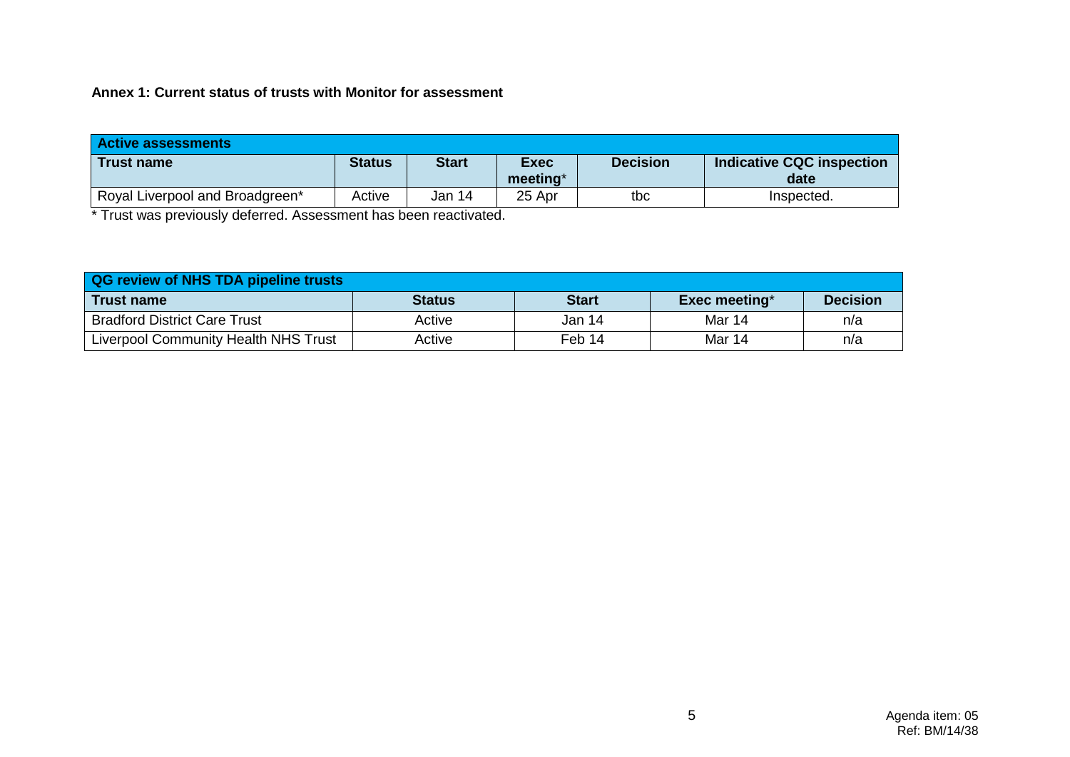**Annex 1: Current status of trusts with Monitor for assessment**

| Active assessments | | | | | |
|---|---|---|---|---|---|
| **Trust name** | **Status** | **Start** | **Exec meeting*** | **Decision** | **Indicative CQC inspection date** |
| Royal Liverpool and Broadgreen* | Active | Jan 14 | 25 Apr | tbc | Inspected. |

* Trust was previously deferred. Assessment has been reactivated.

| QG review of NHS TDA pipeline trusts | | | | |
|---|---|---|---|---|
| **Trust name** | **Status** | **Start** | **Exec meeting*** | **Decision** |
| Bradford District Care Trust | Active | Jan 14 | Mar 14 | n/a |
| Liverpool Community Health NHS Trust | Active | Feb 14 | Mar 14 | n/a |

Agenda item: 05
Ref: BM/14/38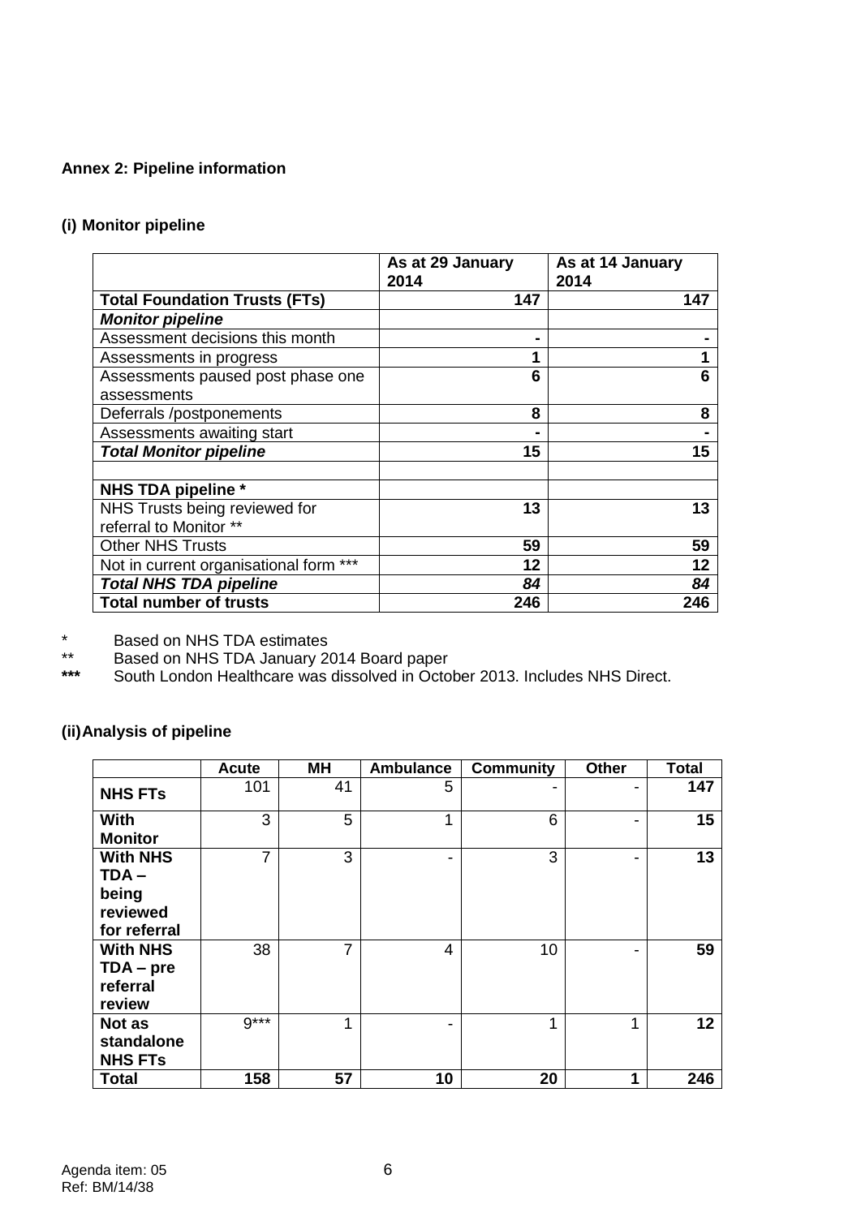**Annex 2: Pipeline information**

**(i) Monitor pipeline**

| | As at 29 January 2014 | As at 14 January 2014 |
|---|---|---|
| **Total Foundation Trusts (FTs)** | **147** | **147** |
| ***Monitor pipeline*** | | |
| Assessment decisions this month | **-** | **-** |
| Assessments in progress | **1** | **1** |
| Assessments paused post phase one assessments | **6** | **6** |
| Deferrals /postponements | **8** | **8** |
| Assessments awaiting start | **-** | **-** |
| ***Total Monitor pipeline*** | **15** | **15** |
| | | |
| **NHS TDA pipeline \*** | | |
| NHS Trusts being reviewed for referral to Monitor ** | **13** | **13** |
| Other NHS Trusts | **59** | **59** |
| Not in current organisational form *** | **12** | **12** |
| ***Total NHS TDA pipeline*** | ***84*** | ***84*** |
| **Total number of trusts** | **246** | **246** |

\* Based on NHS TDA estimates

** Based on NHS TDA January 2014 Board paper

**\*\*\*** South London Healthcare was dissolved in October 2013. Includes NHS Direct.

**(ii) Analysis of pipeline**

| | Acute | MH | Ambulance | Community | Other | Total |
|---|---|---|---|---|---|---|
| **NHS FTs** | 101 | 41 | 5 | - | - | **147** |
| **With Monitor** | 3 | 5 | 1 | 6 | - | **15** |
| **With NHS TDA – being reviewed for referral** | 7 | 3 | - | 3 | - | **13** |
| **With NHS TDA – pre referral review** | 38 | 7 | 4 | 10 | - | **59** |
| **Not as standalone NHS FTs** | 9*** | 1 | - | 1 | 1 | **12** |
| **Total** | **158** | **57** | **10** | **20** | **1** | **246** |

Agenda item: 05
Ref: BM/14/38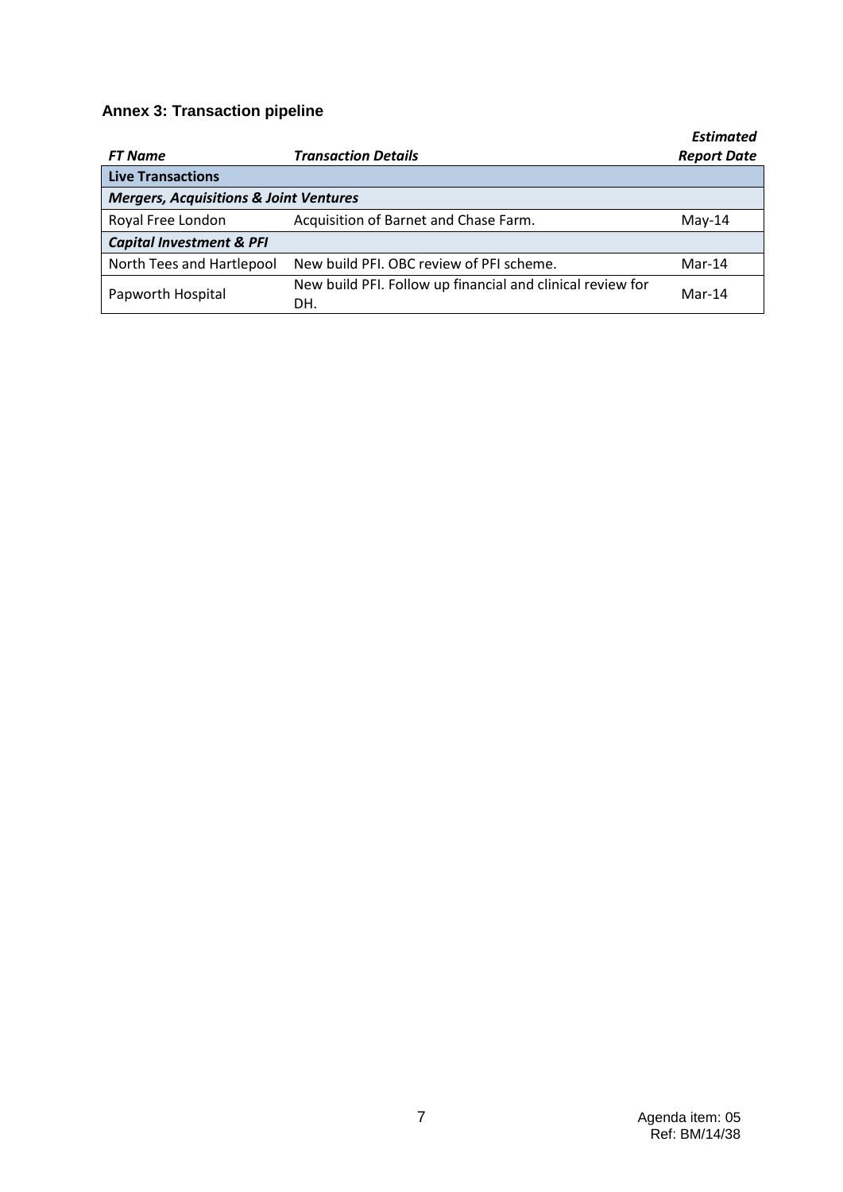## Annex 3: Transaction pipeline

| *FT Name* | *Transaction Details* | *Estimated Report Date* |
|---|---|---|
| **Live Transactions** | | |
| ***Mergers, Acquisitions & Joint Ventures*** | | |
| Royal Free London | Acquisition of Barnet and Chase Farm. | May-14 |
| ***Capital Investment & PFI*** | | |
| North Tees and Hartlepool | New build PFI. OBC review of PFI scheme. | Mar-14 |
| Papworth Hospital | New build PFI. Follow up financial and clinical review for DH. | Mar-14 |

Agenda item: 05
Ref: BM/14/38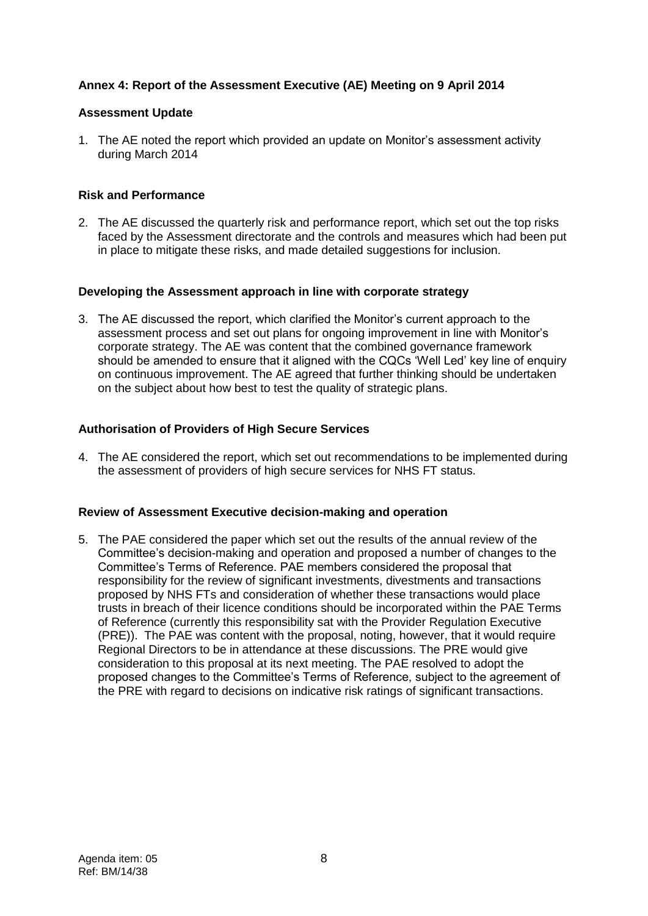**Annex 4: Report of the Assessment Executive (AE) Meeting on 9 April 2014**

**Assessment Update**

1. The AE noted the report which provided an update on Monitor's assessment activity during March 2014

**Risk and Performance**

2. The AE discussed the quarterly risk and performance report, which set out the top risks faced by the Assessment directorate and the controls and measures which had been put in place to mitigate these risks, and made detailed suggestions for inclusion.

**Developing the Assessment approach in line with corporate strategy**

3. The AE discussed the report, which clarified the Monitor's current approach to the assessment process and set out plans for ongoing improvement in line with Monitor's corporate strategy. The AE was content that the combined governance framework should be amended to ensure that it aligned with the CQCs 'Well Led' key line of enquiry on continuous improvement. The AE agreed that further thinking should be undertaken on the subject about how best to test the quality of strategic plans.

**Authorisation of Providers of High Secure Services**

4. The AE considered the report, which set out recommendations to be implemented during the assessment of providers of high secure services for NHS FT status.

**Review of Assessment Executive decision-making and operation**

5. The PAE considered the paper which set out the results of the annual review of the Committee's decision-making and operation and proposed a number of changes to the Committee's Terms of Reference. PAE members considered the proposal that responsibility for the review of significant investments, divestments and transactions proposed by NHS FTs and consideration of whether these transactions would place trusts in breach of their licence conditions should be incorporated within the PAE Terms of Reference (currently this responsibility sat with the Provider Regulation Executive (PRE)). The PAE was content with the proposal, noting, however, that it would require Regional Directors to be in attendance at these discussions. The PRE would give consideration to this proposal at its next meeting. The PAE resolved to adopt the proposed changes to the Committee's Terms of Reference, subject to the agreement of the PRE with regard to decisions on indicative risk ratings of significant transactions.

Agenda item: 05
Ref: BM/14/38